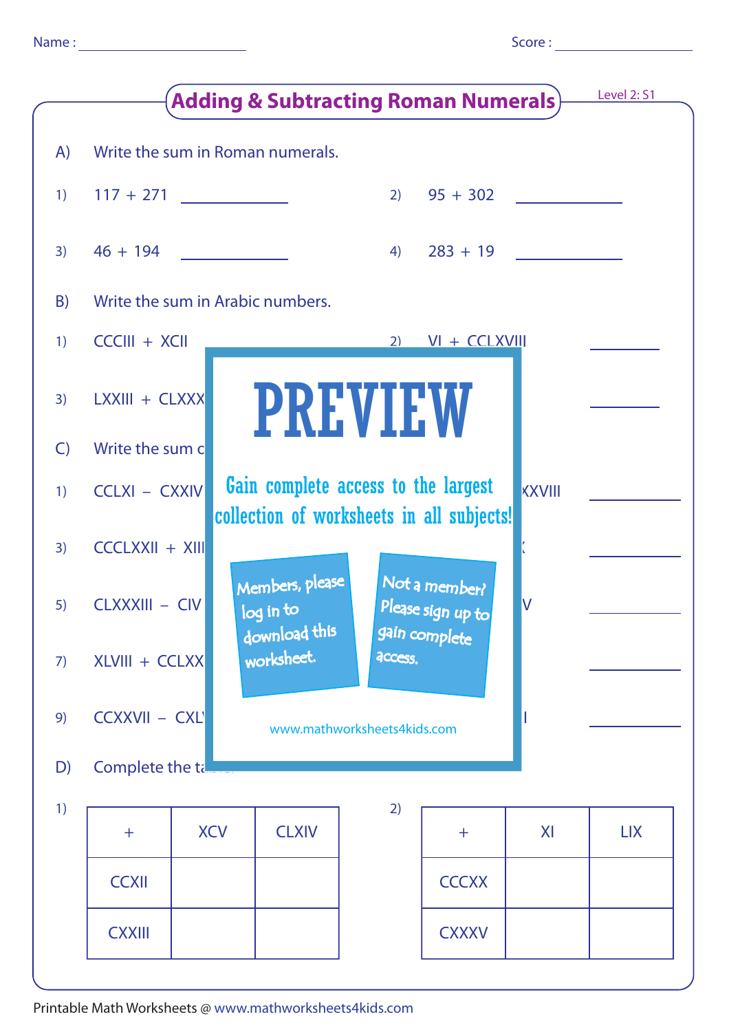Name : ____________________ Score : ____________________

# Adding & Subtracting Roman Numerals

Level 2: S1

A) Write the sum in Roman numerals.

1) 117 + 271 ____________

2) 95 + 302 ____________

3) 46 + 194 ____________

4) 283 + 19 ____________

B) Write the sum in Arabic numbers.

1) CCCIII + XCII

2) VI + CCLXVIII ________

3) LXXIII + CLXXX ________

C) Write the sum c

1) CCLXI − CXXIV XXVIII ________

3) CCCLXXII + XIII ________

5) CLXXXIII − CIV V ________

7) XLVIII + CCLXX ________

9) CCXXVII − CXL I ________

PREVIEW

Gain complete access to the largest collection of worksheets in all subjects!

Members, please log in to download this worksheet.

Not a member? Please sign up to gain complete access.

www.mathworksheets4kids.com

D) Complete the ta

1)

| + | XCV | CLXIV |
|---|---|---|
| CCXII | | |
| CXXIII | | |

2)

| + | XI | LIX |
|---|---|---|
| CCCXX | | |
| CXXXV | | |

Printable Math Worksheets @ www.mathworksheets4kids.com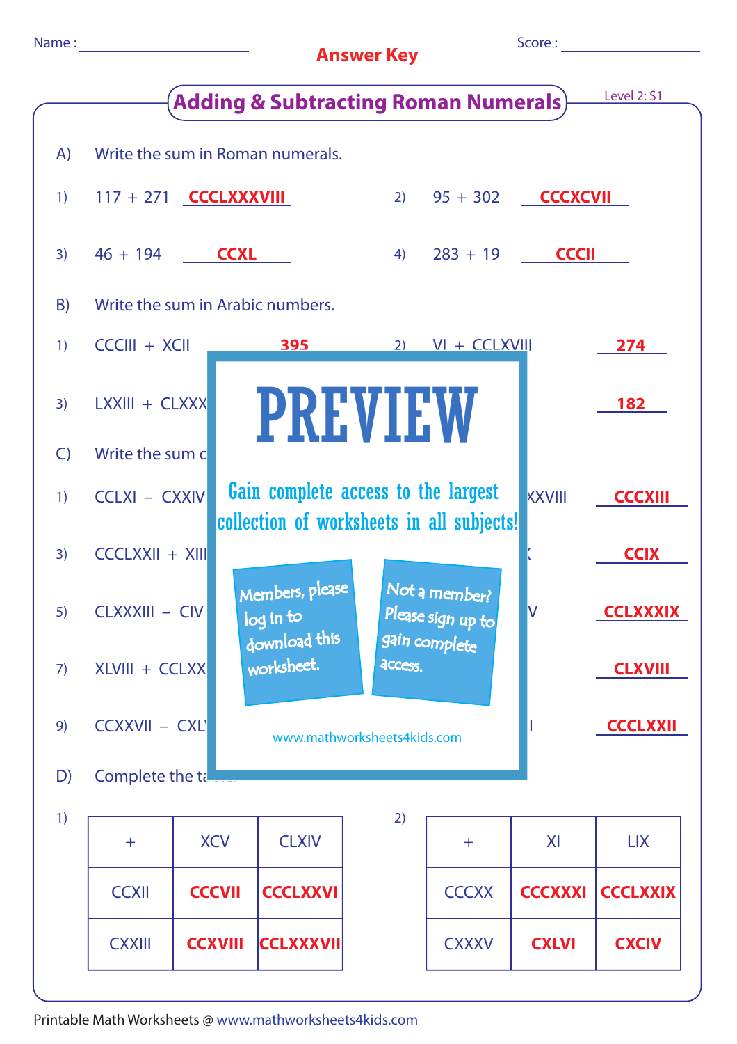Name : ____________________ **Answer Key** Score : ____________

## Adding & Subtracting Roman Numerals

Level 2: S1

A) Write the sum in Roman numerals.

1) 117 + 271 **CCCLXXXVIII**

2) 95 + 302 **CCCXCVII**

3) 46 + 194 **CCXL**

4) 283 + 19 **CCCII**

B) Write the sum in Arabic numbers.

1) CCCIII + XCII **395**

2) VI + CCLXVIII **274**

3) LXXIII + CLXXX **182**

PREVIEW

Gain complete access to the largest collection of worksheets in all subjects!

Members, please log in to download this worksheet.

Not a member? Please sign up to gain complete access.

www.mathworksheets4kids.com

C) Write the sum c

1) CCLXI − CXXIV XXVIII **CCCXIII**

3) CCCLXXII + XIII **CCIX**

5) CLXXXIII − CIV V **CCLXXXIX**

7) XLVIII + CCLXX **CLXVIII**

9) CCXXVII − CXL I **CCCLXXII**

D) Complete the ta

1)

| + | XCV | CLXIV |
|---|---|---|
| CCXII | **CCCVII** | **CCCLXXVI** |
| CXXIII | **CCXVIII** | **CCLXXXVII** |

2)

| + | XI | LIX |
|---|---|---|
| CCCXX | **CCCXXXI** | **CCCLXXIX** |
| CXXXV | **CXLVI** | **CXCIV** |

Printable Math Worksheets @ www.mathworksheets4kids.com